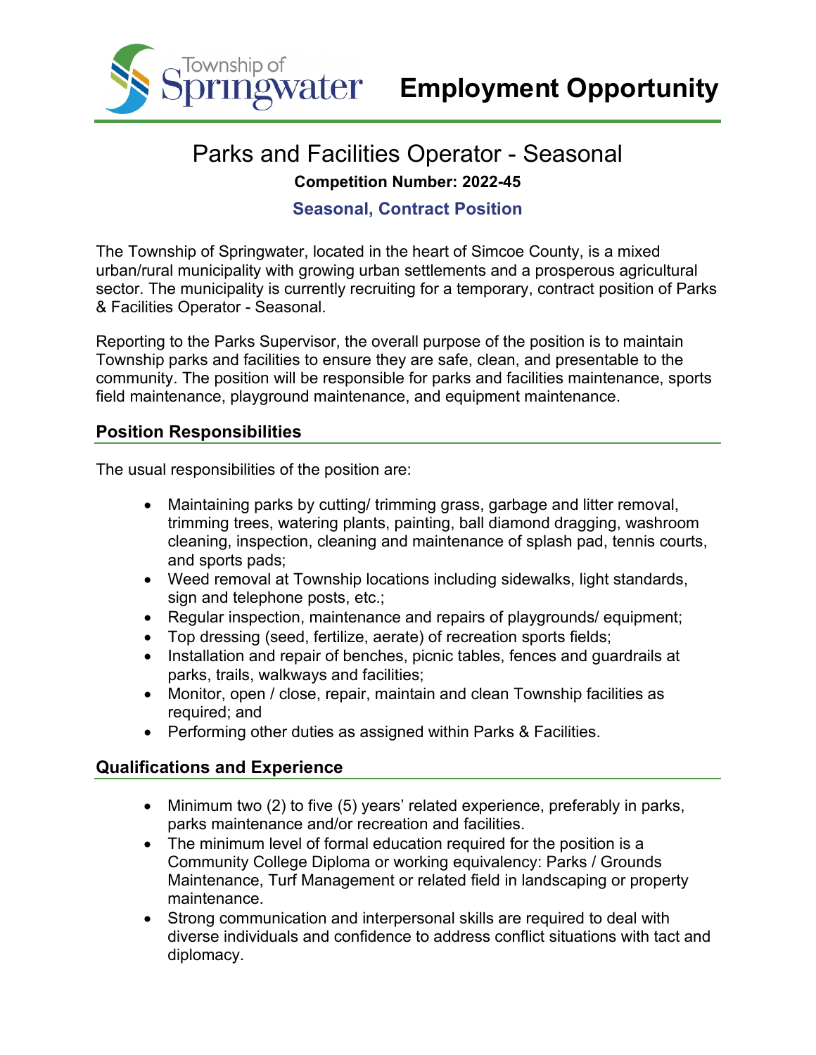Township of Springwater

# Employment Opportunity

## Parks and Facilities Operator - Seasonal

**Competition Number: 2022-45**

**Seasonal, Contract Position**

The Township of Springwater, located in the heart of Simcoe County, is a mixed urban/rural municipality with growing urban settlements and a prosperous agricultural sector. The municipality is currently recruiting for a temporary, contract position of Parks & Facilities Operator - Seasonal.

Reporting to the Parks Supervisor, the overall purpose of the position is to maintain Township parks and facilities to ensure they are safe, clean, and presentable to the community. The position will be responsible for parks and facilities maintenance, sports field maintenance, playground maintenance, and equipment maintenance.

### Position Responsibilities

The usual responsibilities of the position are:

- Maintaining parks by cutting/ trimming grass, garbage and litter removal, trimming trees, watering plants, painting, ball diamond dragging, washroom cleaning, inspection, cleaning and maintenance of splash pad, tennis courts, and sports pads;
- Weed removal at Township locations including sidewalks, light standards, sign and telephone posts, etc.;
- Regular inspection, maintenance and repairs of playgrounds/ equipment;
- Top dressing (seed, fertilize, aerate) of recreation sports fields;
- Installation and repair of benches, picnic tables, fences and guardrails at parks, trails, walkways and facilities;
- Monitor, open / close, repair, maintain and clean Township facilities as required; and
- Performing other duties as assigned within Parks & Facilities.

### Qualifications and Experience

- Minimum two (2) to five (5) years' related experience, preferably in parks, parks maintenance and/or recreation and facilities.
- The minimum level of formal education required for the position is a Community College Diploma or working equivalency: Parks / Grounds Maintenance, Turf Management or related field in landscaping or property maintenance.
- Strong communication and interpersonal skills are required to deal with diverse individuals and confidence to address conflict situations with tact and diplomacy.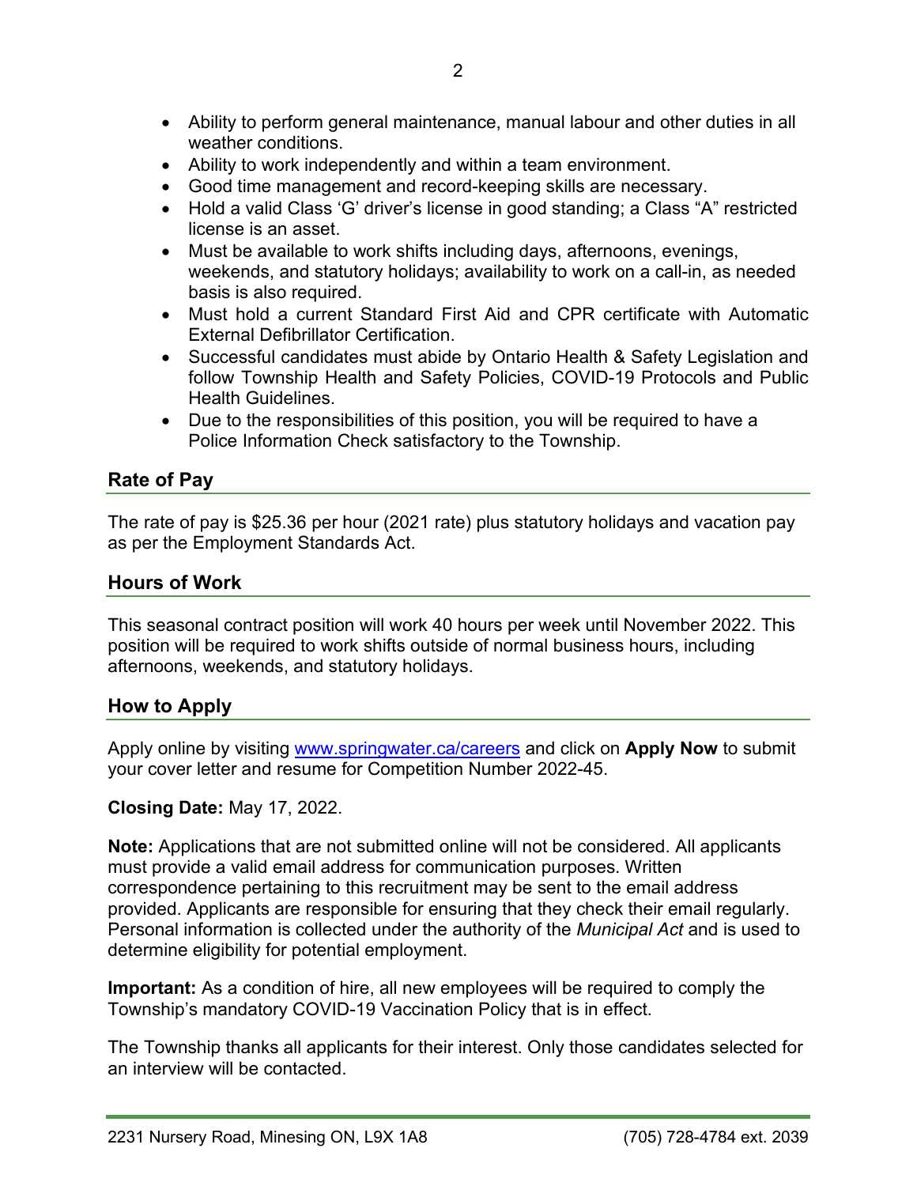- Ability to perform general maintenance, manual labour and other duties in all weather conditions.
- Ability to work independently and within a team environment.
- Good time management and record-keeping skills are necessary.
- Hold a valid Class 'G' driver's license in good standing; a Class "A" restricted license is an asset.
- Must be available to work shifts including days, afternoons, evenings, weekends, and statutory holidays; availability to work on a call-in, as needed basis is also required.
- Must hold a current Standard First Aid and CPR certificate with Automatic External Defibrillator Certification.
- Successful candidates must abide by Ontario Health & Safety Legislation and follow Township Health and Safety Policies, COVID-19 Protocols and Public Health Guidelines.
- Due to the responsibilities of this position, you will be required to have a Police Information Check satisfactory to the Township.

## Rate of Pay

The rate of pay is $25.36 per hour (2021 rate) plus statutory holidays and vacation pay as per the Employment Standards Act.

## Hours of Work

This seasonal contract position will work 40 hours per week until November 2022. This position will be required to work shifts outside of normal business hours, including afternoons, weekends, and statutory holidays.

## How to Apply

Apply online by visiting [www.springwater.ca/careers](www.springwater.ca/careers) and click on **Apply Now** to submit your cover letter and resume for Competition Number 2022-45.

**Closing Date:** May 17, 2022.

**Note:** Applications that are not submitted online will not be considered. All applicants must provide a valid email address for communication purposes. Written correspondence pertaining to this recruitment may be sent to the email address provided. Applicants are responsible for ensuring that they check their email regularly. Personal information is collected under the authority of the *Municipal Act* and is used to determine eligibility for potential employment.

**Important:** As a condition of hire, all new employees will be required to comply the Township's mandatory COVID-19 Vaccination Policy that is in effect.

The Township thanks all applicants for their interest. Only those candidates selected for an interview will be contacted.

2231 Nursery Road, Minesing ON, L9X 1A8 (705) 728-4784 ext. 2039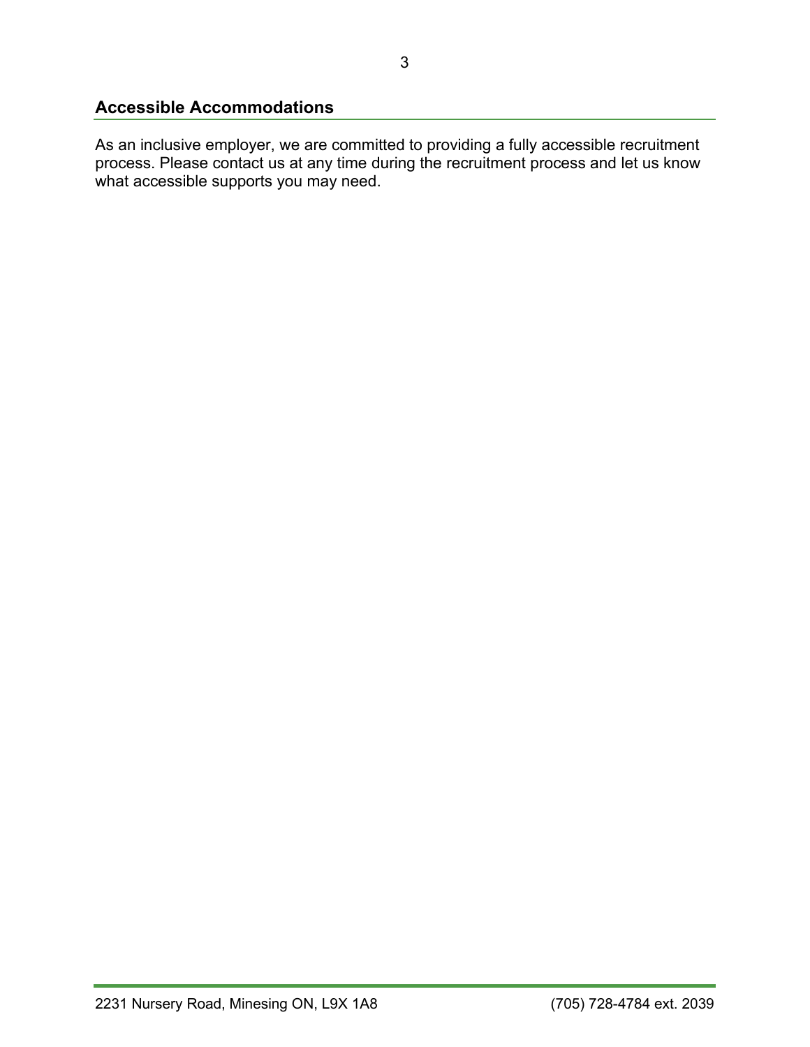## Accessible Accommodations

As an inclusive employer, we are committed to providing a fully accessible recruitment process. Please contact us at any time during the recruitment process and let us know what accessible supports you may need.